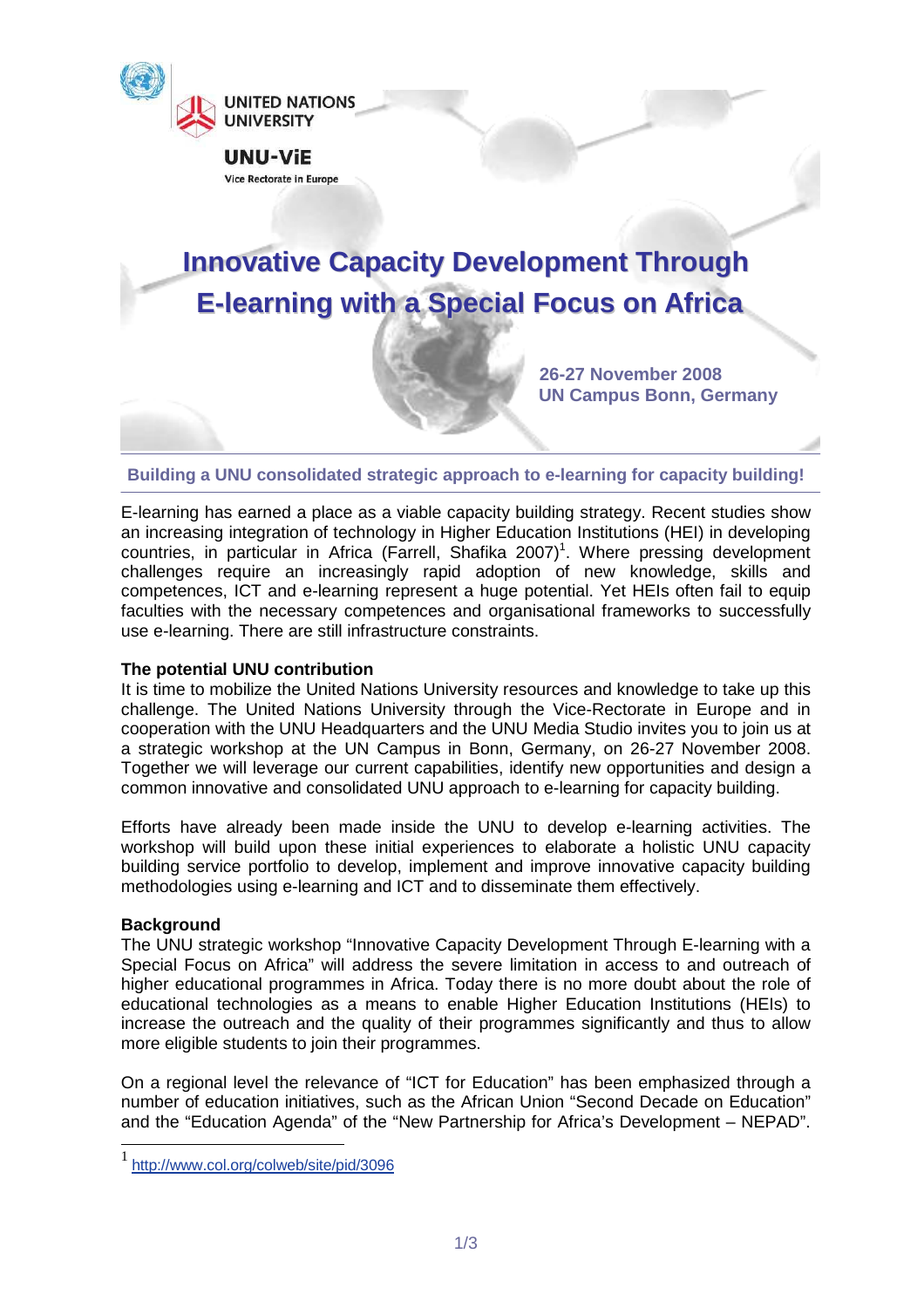UNITED NATIONS UNIVERSITY

UNU-ViE

Vice Rectorate in Europe

# Innovative Capacity Development Through E-learning with a Special Focus on Africa

**26-27 November 2008**
**UN Campus Bonn, Germany**

## Building a UNU consolidated strategic approach to e-learning for capacity building!

E-learning has earned a place as a viable capacity building strategy. Recent studies show an increasing integration of technology in Higher Education Institutions (HEI) in developing countries, in particular in Africa (Farrell, Shafika 2007)[1]. Where pressing development challenges require an increasingly rapid adoption of new knowledge, skills and competences, ICT and e-learning represent a huge potential. Yet HEIs often fail to equip faculties with the necessary competences and organisational frameworks to successfully use e-learning. There are still infrastructure constraints.

### The potential UNU contribution

It is time to mobilize the United Nations University resources and knowledge to take up this challenge. The United Nations University through the Vice-Rectorate in Europe and in cooperation with the UNU Headquarters and the UNU Media Studio invites you to join us at a strategic workshop at the UN Campus in Bonn, Germany, on 26-27 November 2008. Together we will leverage our current capabilities, identify new opportunities and design a common innovative and consolidated UNU approach to e-learning for capacity building.

Efforts have already been made inside the UNU to develop e-learning activities. The workshop will build upon these initial experiences to elaborate a holistic UNU capacity building service portfolio to develop, implement and improve innovative capacity building methodologies using e-learning and ICT and to disseminate them effectively.

### Background

The UNU strategic workshop "Innovative Capacity Development Through E-learning with a Special Focus on Africa" will address the severe limitation in access to and outreach of higher educational programmes in Africa. Today there is no more doubt about the role of educational technologies as a means to enable Higher Education Institutions (HEIs) to increase the outreach and the quality of their programmes significantly and thus to allow more eligible students to join their programmes.

On a regional level the relevance of "ICT for Education" has been emphasized through a number of education initiatives, such as the African Union "Second Decade on Education" and the "Education Agenda" of the "New Partnership for Africa's Development – NEPAD".

---

[1] http://www.col.org/colweb/site/pid/3096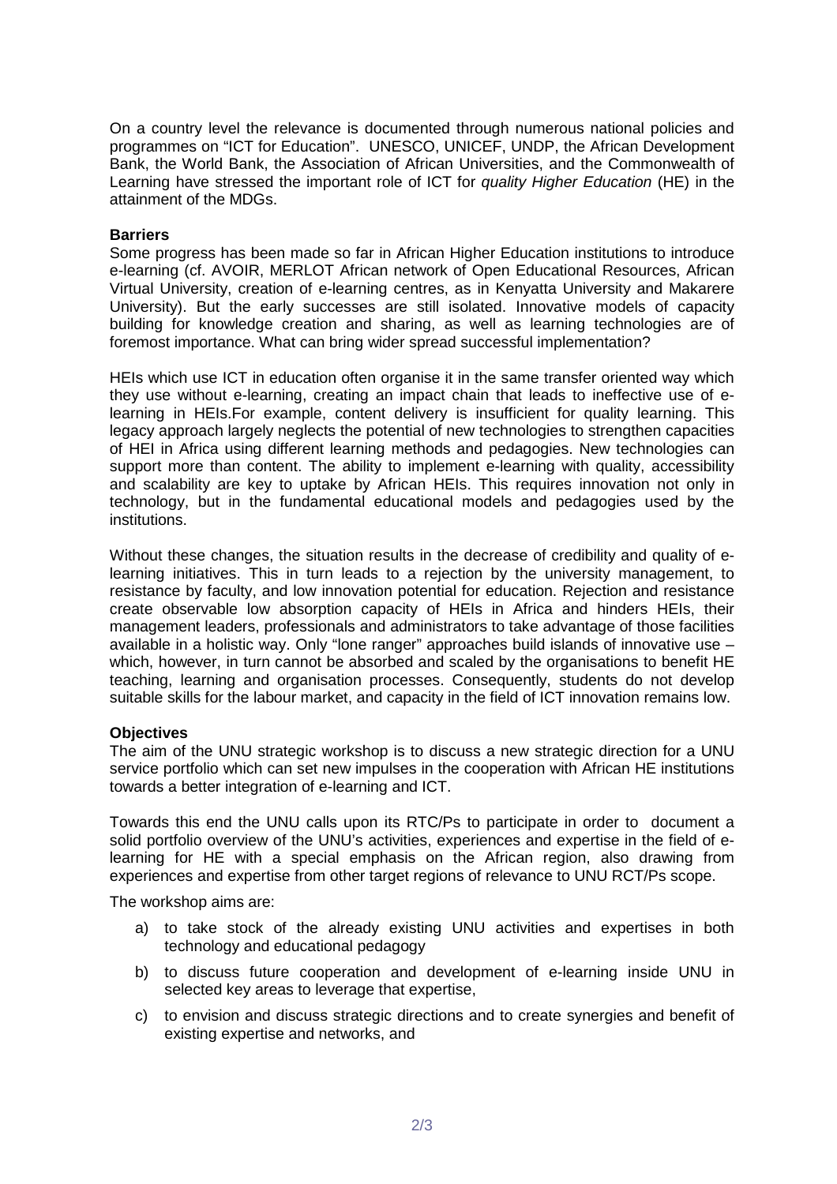On a country level the relevance is documented through numerous national policies and programmes on "ICT for Education". UNESCO, UNICEF, UNDP, the African Development Bank, the World Bank, the Association of African Universities, and the Commonwealth of Learning have stressed the important role of ICT for *quality Higher Education* (HE) in the attainment of the MDGs.

**Barriers**

Some progress has been made so far in African Higher Education institutions to introduce e-learning (cf. AVOIR, MERLOT African network of Open Educational Resources, African Virtual University, creation of e-learning centres, as in Kenyatta University and Makarere University). But the early successes are still isolated. Innovative models of capacity building for knowledge creation and sharing, as well as learning technologies are of foremost importance. What can bring wider spread successful implementation?

HEIs which use ICT in education often organise it in the same transfer oriented way which they use without e-learning, creating an impact chain that leads to ineffective use of e-learning in HEIs.For example, content delivery is insufficient for quality learning. This legacy approach largely neglects the potential of new technologies to strengthen capacities of HEI in Africa using different learning methods and pedagogies. New technologies can support more than content. The ability to implement e-learning with quality, accessibility and scalability are key to uptake by African HEIs. This requires innovation not only in technology, but in the fundamental educational models and pedagogies used by the institutions.

Without these changes, the situation results in the decrease of credibility and quality of e-learning initiatives. This in turn leads to a rejection by the university management, to resistance by faculty, and low innovation potential for education. Rejection and resistance create observable low absorption capacity of HEIs in Africa and hinders HEIs, their management leaders, professionals and administrators to take advantage of those facilities available in a holistic way. Only "lone ranger" approaches build islands of innovative use – which, however, in turn cannot be absorbed and scaled by the organisations to benefit HE teaching, learning and organisation processes. Consequently, students do not develop suitable skills for the labour market, and capacity in the field of ICT innovation remains low.

**Objectives**

The aim of the UNU strategic workshop is to discuss a new strategic direction for a UNU service portfolio which can set new impulses in the cooperation with African HE institutions towards a better integration of e-learning and ICT.

Towards this end the UNU calls upon its RTC/Ps to participate in order to document a solid portfolio overview of the UNU's activities, experiences and expertise in the field of e-learning for HE with a special emphasis on the African region, also drawing from experiences and expertise from other target regions of relevance to UNU RCT/Ps scope.

The workshop aims are:

a) to take stock of the already existing UNU activities and expertises in both technology and educational pedagogy
b) to discuss future cooperation and development of e-learning inside UNU in selected key areas to leverage that expertise,
c) to envision and discuss strategic directions and to create synergies and benefit of existing expertise and networks, and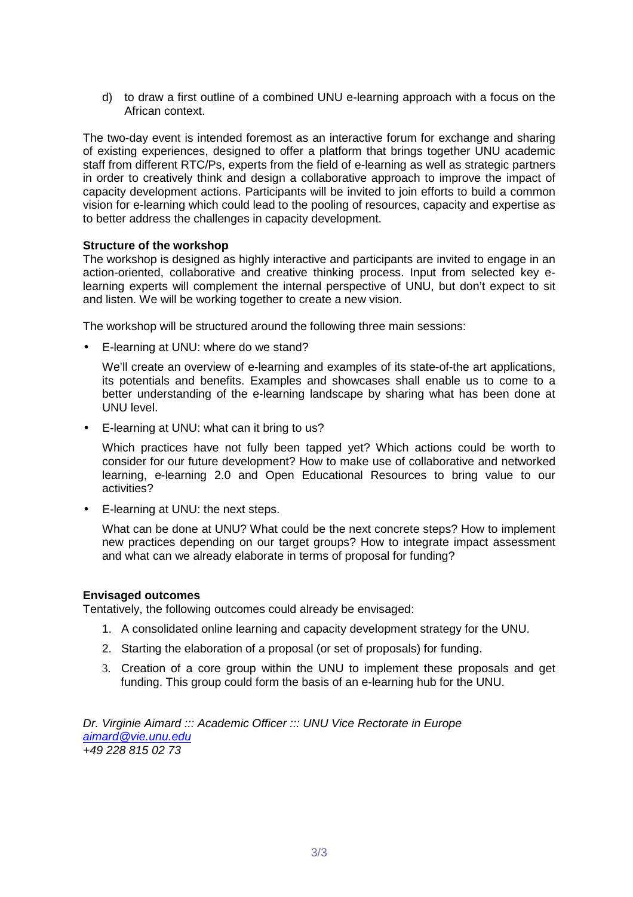d) to draw a first outline of a combined UNU e-learning approach with a focus on the African context.

The two-day event is intended foremost as an interactive forum for exchange and sharing of existing experiences, designed to offer a platform that brings together UNU academic staff from different RTC/Ps, experts from the field of e-learning as well as strategic partners in order to creatively think and design a collaborative approach to improve the impact of capacity development actions. Participants will be invited to join efforts to build a common vision for e-learning which could lead to the pooling of resources, capacity and expertise as to better address the challenges in capacity development.

**Structure of the workshop**

The workshop is designed as highly interactive and participants are invited to engage in an action-oriented, collaborative and creative thinking process. Input from selected key e-learning experts will complement the internal perspective of UNU, but don't expect to sit and listen. We will be working together to create a new vision.

The workshop will be structured around the following three main sessions:

- E-learning at UNU: where do we stand?

  We'll create an overview of e-learning and examples of its state-of-the art applications, its potentials and benefits. Examples and showcases shall enable us to come to a better understanding of the e-learning landscape by sharing what has been done at UNU level.

- E-learning at UNU: what can it bring to us?

  Which practices have not fully been tapped yet? Which actions could be worth to consider for our future development? How to make use of collaborative and networked learning, e-learning 2.0 and Open Educational Resources to bring value to our activities?

- E-learning at UNU: the next steps.

  What can be done at UNU? What could be the next concrete steps? How to implement new practices depending on our target groups? How to integrate impact assessment and what can we already elaborate in terms of proposal for funding?

**Envisaged outcomes**

Tentatively, the following outcomes could already be envisaged:

1. A consolidated online learning and capacity development strategy for the UNU.
2. Starting the elaboration of a proposal (or set of proposals) for funding.
3. Creation of a core group within the UNU to implement these proposals and get funding. This group could form the basis of an e-learning hub for the UNU.

*Dr. Virginie Aimard ::: Academic Officer ::: UNU Vice Rectorate in Europe*
*aimard@vie.unu.edu*
*+49 228 815 02 73*